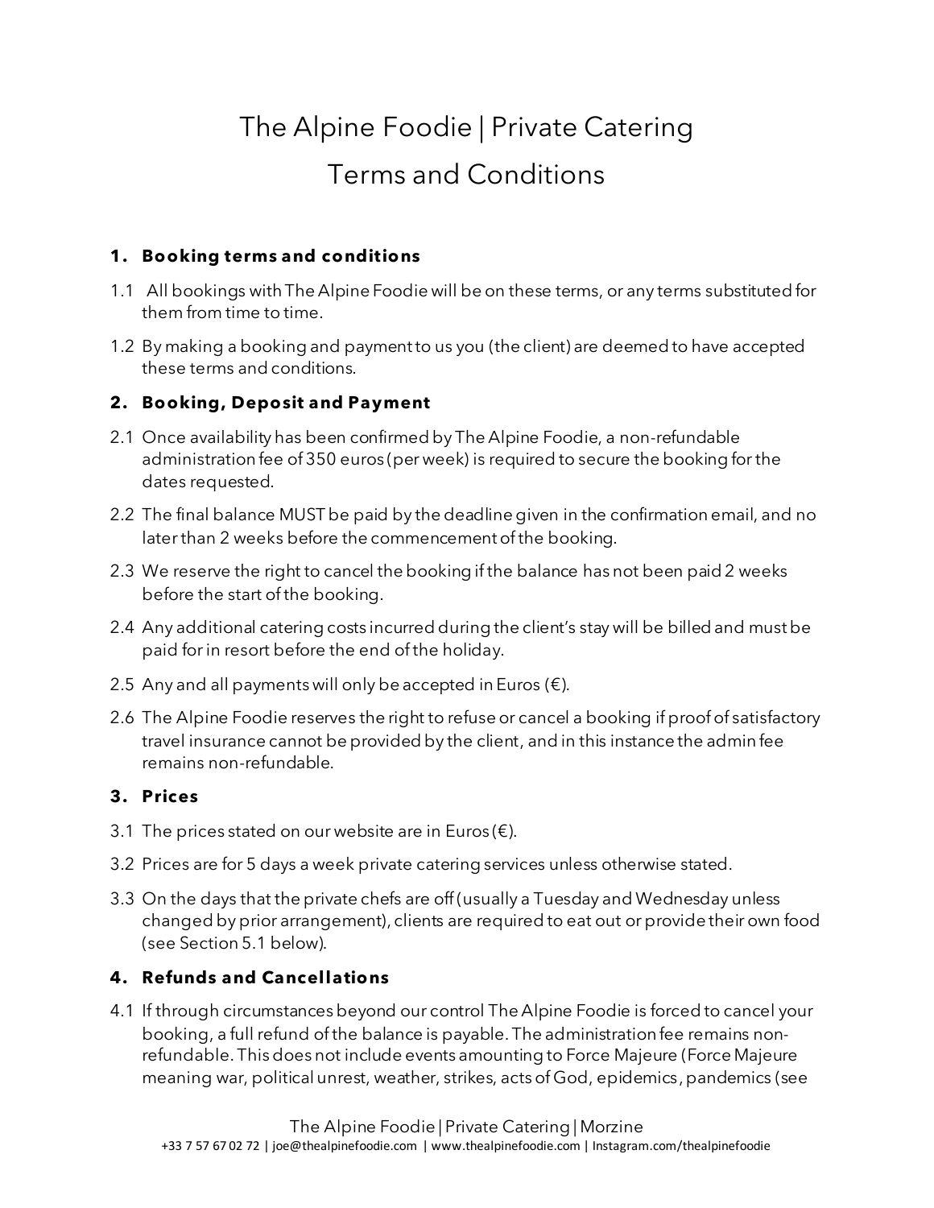# The Alpine Foodie | Private Catering

# Terms and Conditions

## 1. Booking terms and conditions

1.1 All bookings with The Alpine Foodie will be on these terms, or any terms substituted for them from time to time.

1.2 By making a booking and payment to us you (the client) are deemed to have accepted these terms and conditions.

## 2. Booking, Deposit and Payment

2.1 Once availability has been confirmed by The Alpine Foodie, a non-refundable administration fee of 350 euros (per week) is required to secure the booking for the dates requested.

2.2 The final balance MUST be paid by the deadline given in the confirmation email, and no later than 2 weeks before the commencement of the booking.

2.3 We reserve the right to cancel the booking if the balance has not been paid 2 weeks before the start of the booking.

2.4 Any additional catering costs incurred during the client's stay will be billed and must be paid for in resort before the end of the holiday.

2.5 Any and all payments will only be accepted in Euros (€).

2.6 The Alpine Foodie reserves the right to refuse or cancel a booking if proof of satisfactory travel insurance cannot be provided by the client, and in this instance the admin fee remains non-refundable.

## 3. Prices

3.1 The prices stated on our website are in Euros (€).

3.2 Prices are for 5 days a week private catering services unless otherwise stated.

3.3 On the days that the private chefs are off (usually a Tuesday and Wednesday unless changed by prior arrangement), clients are required to eat out or provide their own food (see Section 5.1 below).

## 4. Refunds and Cancellations

4.1 If through circumstances beyond our control The Alpine Foodie is forced to cancel your booking, a full refund of the balance is payable. The administration fee remains non-refundable. This does not include events amounting to Force Majeure (Force Majeure meaning war, political unrest, weather, strikes, acts of God, epidemics, pandemics (see

The Alpine Foodie | Private Catering | Morzine
+33 7 57 67 02 72 | joe@thealpinefoodie.com | www.thealpinefoodie.com | Instagram.com/thealpinefoodie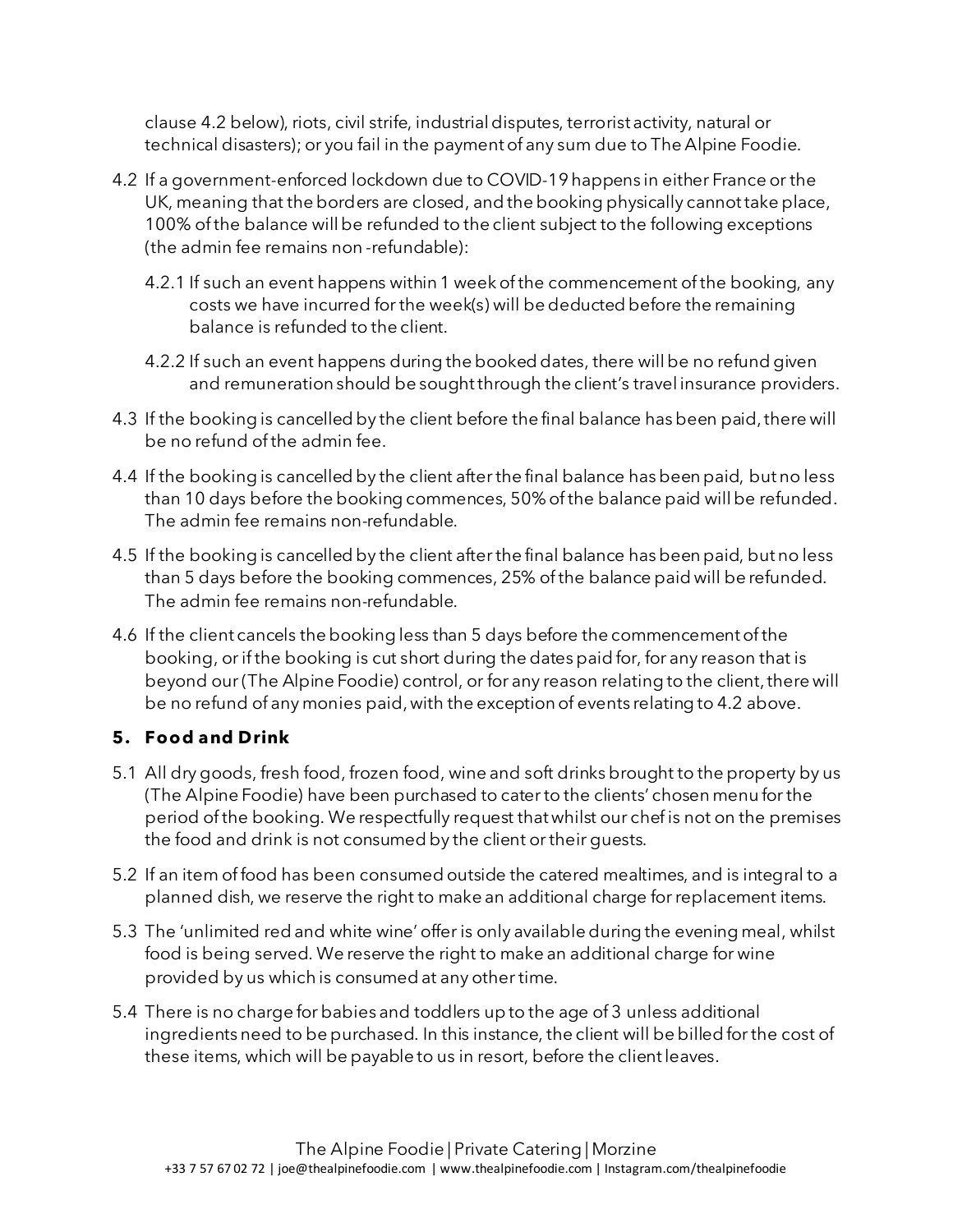clause 4.2 below), riots, civil strife, industrial disputes, terrorist activity, natural or technical disasters); or you fail in the payment of any sum due to The Alpine Foodie.

4.2 If a government-enforced lockdown due to COVID-19 happens in either France or the UK, meaning that the borders are closed, and the booking physically cannot take place, 100% of the balance will be refunded to the client subject to the following exceptions (the admin fee remains non -refundable):

4.2.1 If such an event happens within 1 week of the commencement of the booking, any costs we have incurred for the week(s) will be deducted before the remaining balance is refunded to the client.

4.2.2 If such an event happens during the booked dates, there will be no refund given and remuneration should be sought through the client's travel insurance providers.

4.3 If the booking is cancelled by the client before the final balance has been paid, there will be no refund of the admin fee.

4.4 If the booking is cancelled by the client after the final balance has been paid, but no less than 10 days before the booking commences, 50% of the balance paid will be refunded. The admin fee remains non-refundable.

4.5 If the booking is cancelled by the client after the final balance has been paid, but no less than 5 days before the booking commences, 25% of the balance paid will be refunded. The admin fee remains non-refundable.

4.6 If the client cancels the booking less than 5 days before the commencement of the booking, or if the booking is cut short during the dates paid for, for any reason that is beyond our (The Alpine Foodie) control, or for any reason relating to the client, there will be no refund of any monies paid, with the exception of events relating to 4.2 above.

## 5. Food and Drink

5.1 All dry goods, fresh food, frozen food, wine and soft drinks brought to the property by us (The Alpine Foodie) have been purchased to cater to the clients' chosen menu for the period of the booking. We respectfully request that whilst our chef is not on the premises the food and drink is not consumed by the client or their guests.

5.2 If an item of food has been consumed outside the catered mealtimes, and is integral to a planned dish, we reserve the right to make an additional charge for replacement items.

5.3 The 'unlimited red and white wine' offer is only available during the evening meal, whilst food is being served. We reserve the right to make an additional charge for wine provided by us which is consumed at any other time.

5.4 There is no charge for babies and toddlers up to the age of 3 unless additional ingredients need to be purchased. In this instance, the client will be billed for the cost of these items, which will be payable to us in resort, before the client leaves.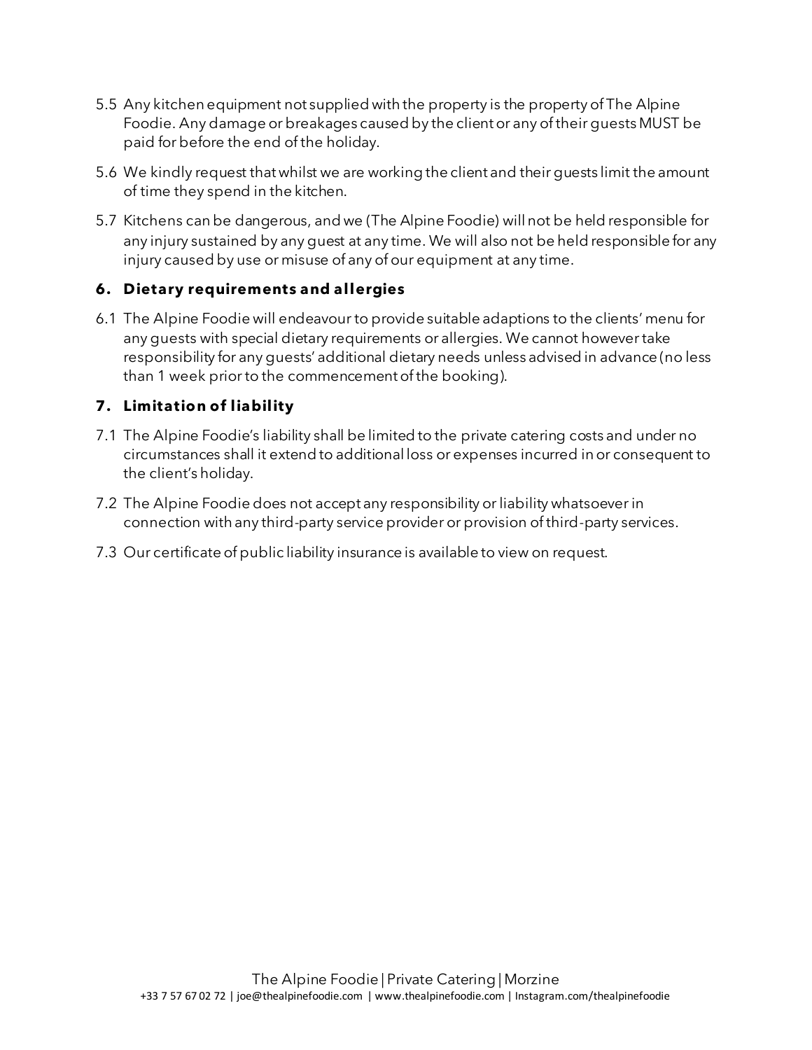5.5 Any kitchen equipment not supplied with the property is the property of The Alpine Foodie. Any damage or breakages caused by the client or any of their guests MUST be paid for before the end of the holiday.

5.6 We kindly request that whilst we are working the client and their guests limit the amount of time they spend in the kitchen.

5.7 Kitchens can be dangerous, and we (The Alpine Foodie) will not be held responsible for any injury sustained by any guest at any time. We will also not be held responsible for any injury caused by use or misuse of any of our equipment at any time.

## 6. Dietary requirements and allergies

6.1 The Alpine Foodie will endeavour to provide suitable adaptions to the clients' menu for any guests with special dietary requirements or allergies. We cannot however take responsibility for any guests' additional dietary needs unless advised in advance (no less than 1 week prior to the commencement of the booking).

## 7. Limitation of liability

7.1 The Alpine Foodie's liability shall be limited to the private catering costs and under no circumstances shall it extend to additional loss or expenses incurred in or consequent to the client's holiday.

7.2 The Alpine Foodie does not accept any responsibility or liability whatsoever in connection with any third-party service provider or provision of third-party services.

7.3 Our certificate of public liability insurance is available to view on request.